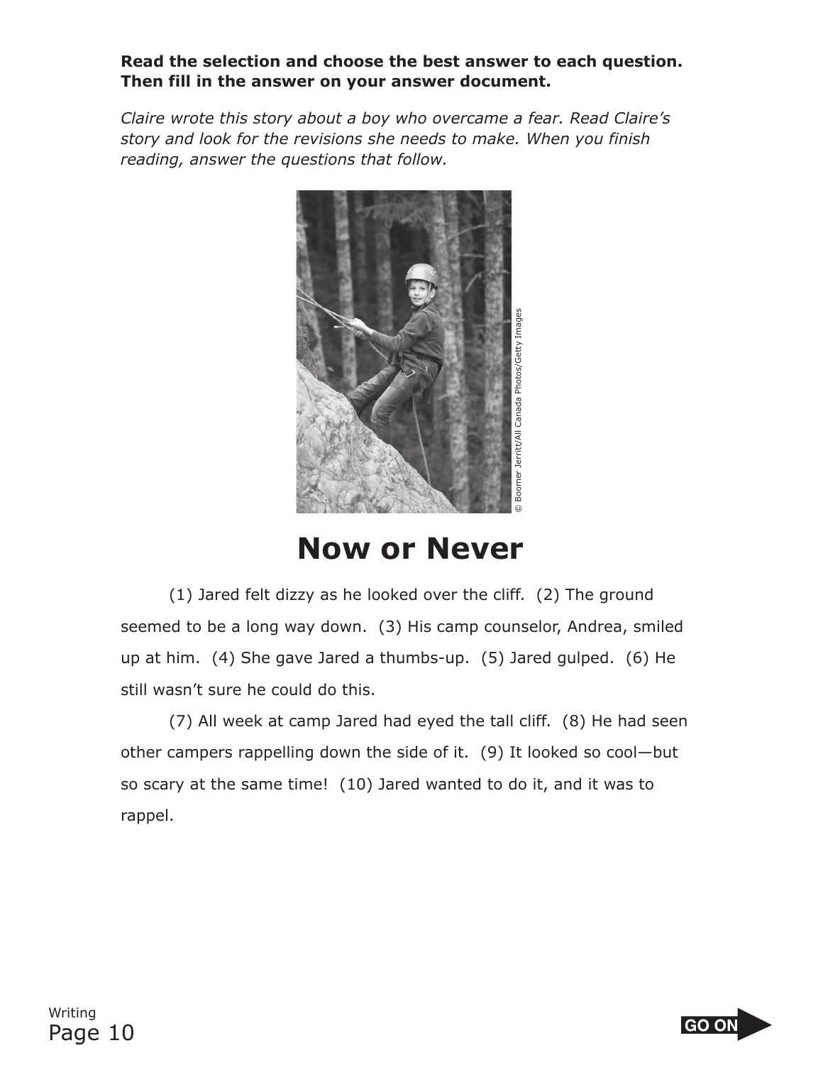**Read the selection and choose the best answer to each question. Then fill in the answer on your answer document.**

*Claire wrote this story about a boy who overcame a fear. Read Claire's story and look for the revisions she needs to make. When you finish reading, answer the questions that follow.*

© Boomer Jerritt/All Canada Photos/Getty Images

# Now or Never

(1) Jared felt dizzy as he looked over the cliff. (2) The ground seemed to be a long way down. (3) His camp counselor, Andrea, smiled up at him. (4) She gave Jared a thumbs-up. (5) Jared gulped. (6) He still wasn't sure he could do this.

(7) All week at camp Jared had eyed the tall cliff. (8) He had seen other campers rappelling down the side of it. (9) It looked so cool—but so scary at the same time! (10) Jared wanted to do it, and it was to rappel.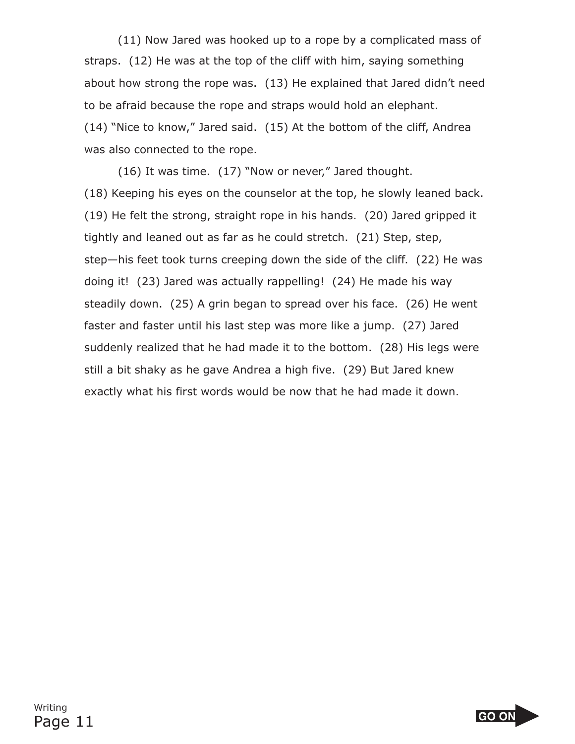(11) Now Jared was hooked up to a rope by a complicated mass of straps. (12) He was at the top of the cliff with him, saying something about how strong the rope was. (13) He explained that Jared didn't need to be afraid because the rope and straps would hold an elephant. (14) "Nice to know," Jared said. (15) At the bottom of the cliff, Andrea was also connected to the rope.

(16) It was time. (17) "Now or never," Jared thought. (18) Keeping his eyes on the counselor at the top, he slowly leaned back. (19) He felt the strong, straight rope in his hands. (20) Jared gripped it tightly and leaned out as far as he could stretch. (21) Step, step, step—his feet took turns creeping down the side of the cliff. (22) He was doing it! (23) Jared was actually rappelling! (24) He made his way steadily down. (25) A grin began to spread over his face. (26) He went faster and faster until his last step was more like a jump. (27) Jared suddenly realized that he had made it to the bottom. (28) His legs were still a bit shaky as he gave Andrea a high five. (29) But Jared knew exactly what his first words would be now that he had made it down.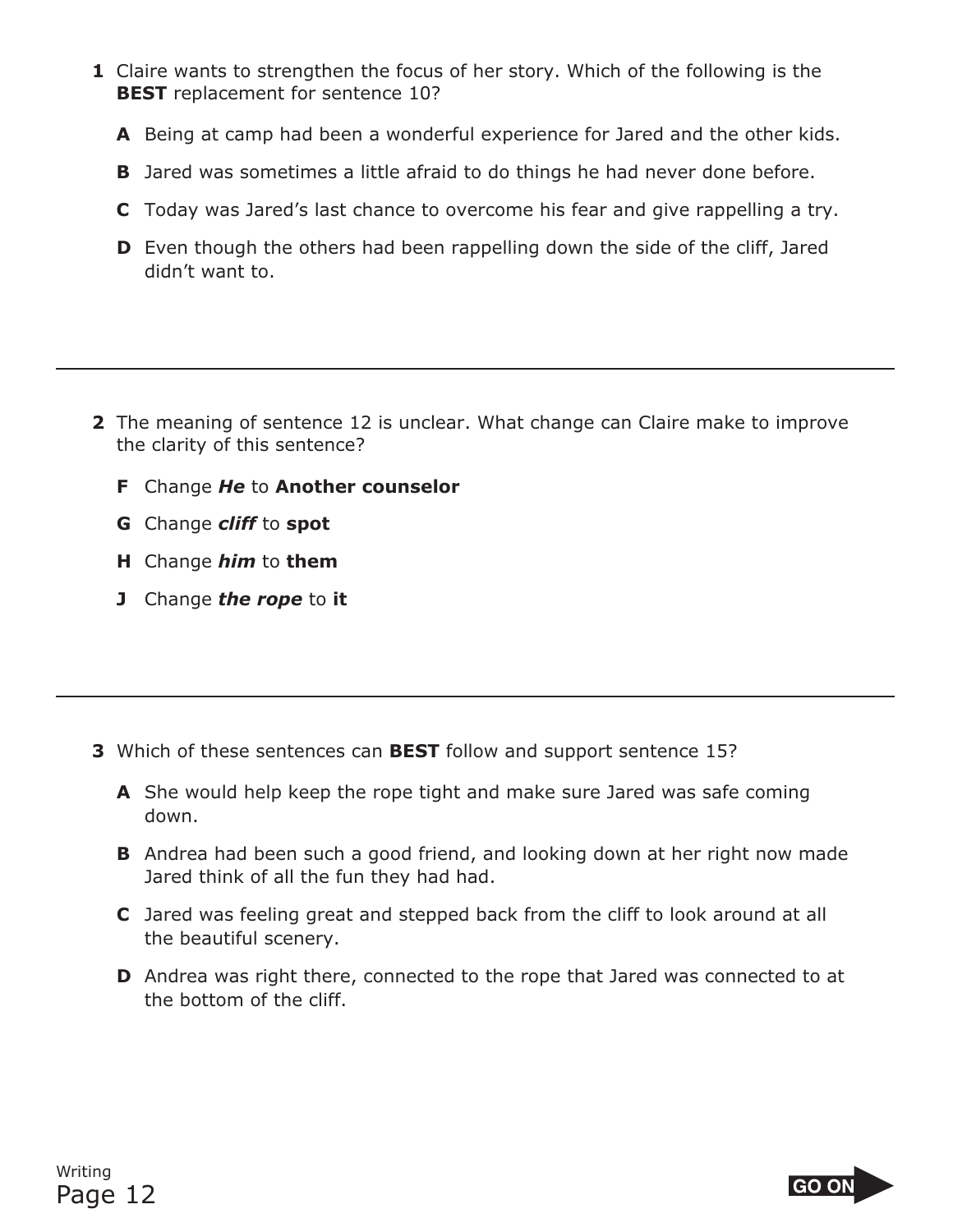**1** Claire wants to strengthen the focus of her story. Which of the following is the **BEST** replacement for sentence 10?

**A** Being at camp had been a wonderful experience for Jared and the other kids.

**B** Jared was sometimes a little afraid to do things he had never done before.

**C** Today was Jared's last chance to overcome his fear and give rappelling a try.

**D** Even though the others had been rappelling down the side of the cliff, Jared didn't want to.

---

**2** The meaning of sentence 12 is unclear. What change can Claire make to improve the clarity of this sentence?

**F** Change ***He*** to **Another counselor**

**G** Change ***cliff*** to **spot**

**H** Change ***him*** to **them**

**J** Change ***the rope*** to **it**

---

**3** Which of these sentences can **BEST** follow and support sentence 15?

**A** She would help keep the rope tight and make sure Jared was safe coming down.

**B** Andrea had been such a good friend, and looking down at her right now made Jared think of all the fun they had had.

**C** Jared was feeling great and stepped back from the cliff to look around at all the beautiful scenery.

**D** Andrea was right there, connected to the rope that Jared was connected to at the bottom of the cliff.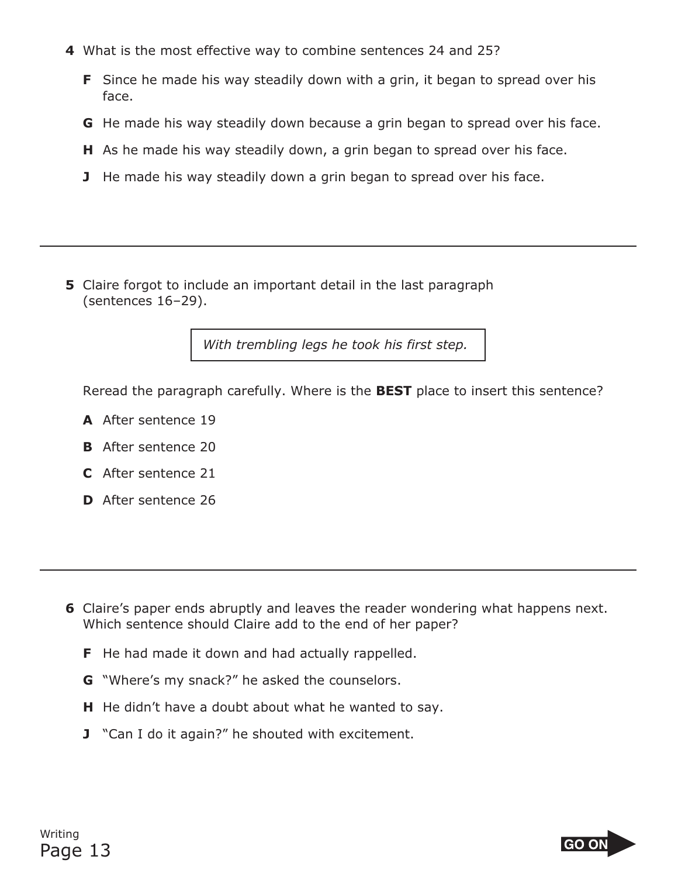**4** What is the most effective way to combine sentences 24 and 25?

- **F** Since he made his way steadily down with a grin, it began to spread over his face.
- **G** He made his way steadily down because a grin began to spread over his face.
- **H** As he made his way steadily down, a grin began to spread over his face.
- **J** He made his way steadily down a grin began to spread over his face.

---

**5** Claire forgot to include an important detail in the last paragraph (sentences 16–29).

| |
|---|
| *With trembling legs he took his first step.* |

Reread the paragraph carefully. Where is the **BEST** place to insert this sentence?

- **A** After sentence 19
- **B** After sentence 20
- **C** After sentence 21
- **D** After sentence 26

---

**6** Claire's paper ends abruptly and leaves the reader wondering what happens next. Which sentence should Claire add to the end of her paper?

- **F** He had made it down and had actually rappelled.
- **G** "Where's my snack?" he asked the counselors.
- **H** He didn't have a doubt about what he wanted to say.
- **J** "Can I do it again?" he shouted with excitement.

GO ON